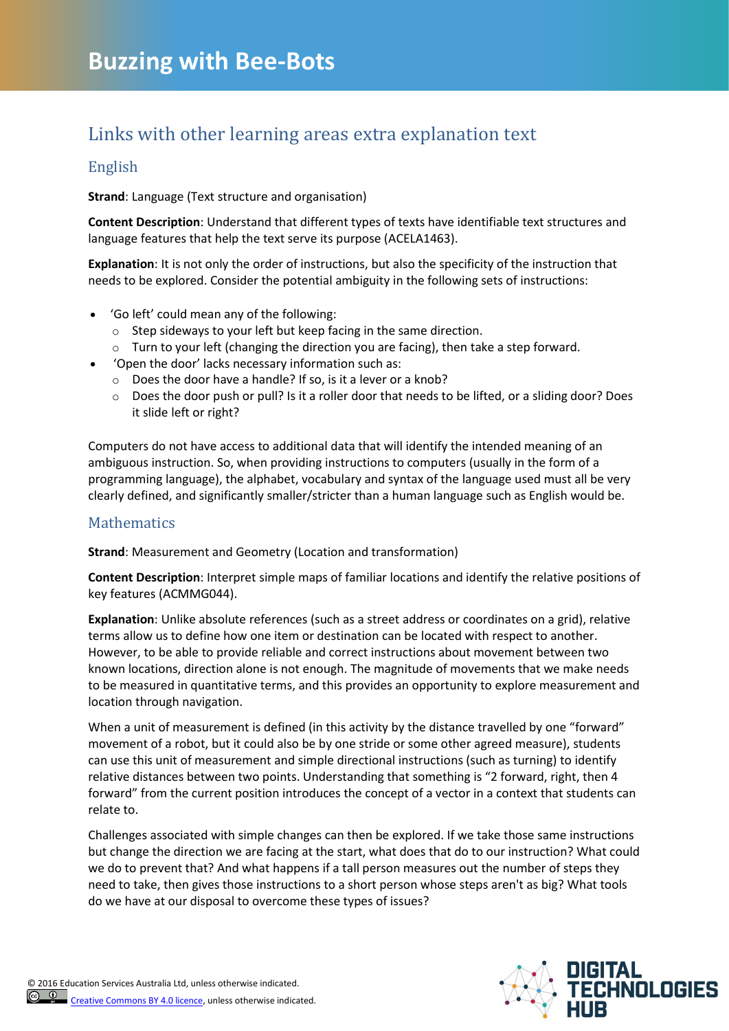# Buzzing with Bee-Bots

## Links with other learning areas extra explanation text

### English

**Strand**: Language (Text structure and organisation)

**Content Description**: Understand that different types of texts have identifiable text structures and language features that help the text serve its purpose (ACELA1463).

**Explanation**: It is not only the order of instructions, but also the specificity of the instruction that needs to be explored. Consider the potential ambiguity in the following sets of instructions:

- 'Go left' could mean any of the following:
  - Step sideways to your left but keep facing in the same direction.
  - Turn to your left (changing the direction you are facing), then take a step forward.
- 'Open the door' lacks necessary information such as:
  - Does the door have a handle? If so, is it a lever or a knob?
  - Does the door push or pull? Is it a roller door that needs to be lifted, or a sliding door? Does it slide left or right?

Computers do not have access to additional data that will identify the intended meaning of an ambiguous instruction. So, when providing instructions to computers (usually in the form of a programming language), the alphabet, vocabulary and syntax of the language used must all be very clearly defined, and significantly smaller/stricter than a human language such as English would be.

### Mathematics

**Strand**: Measurement and Geometry (Location and transformation)

**Content Description**: Interpret simple maps of familiar locations and identify the relative positions of key features (ACMMG044).

**Explanation**: Unlike absolute references (such as a street address or coordinates on a grid), relative terms allow us to define how one item or destination can be located with respect to another. However, to be able to provide reliable and correct instructions about movement between two known locations, direction alone is not enough. The magnitude of movements that we make needs to be measured in quantitative terms, and this provides an opportunity to explore measurement and location through navigation.

When a unit of measurement is defined (in this activity by the distance travelled by one "forward" movement of a robot, but it could also be by one stride or some other agreed measure), students can use this unit of measurement and simple directional instructions (such as turning) to identify relative distances between two points. Understanding that something is "2 forward, right, then 4 forward" from the current position introduces the concept of a vector in a context that students can relate to.

Challenges associated with simple changes can then be explored. If we take those same instructions but change the direction we are facing at the start, what does that do to our instruction? What could we do to prevent that? And what happens if a tall person measures out the number of steps they need to take, then gives those instructions to a short person whose steps aren't as big? What tools do we have at our disposal to overcome these types of issues?

© 2016 Education Services Australia Ltd, unless otherwise indicated.
Creative Commons BY 4.0 licence, unless otherwise indicated.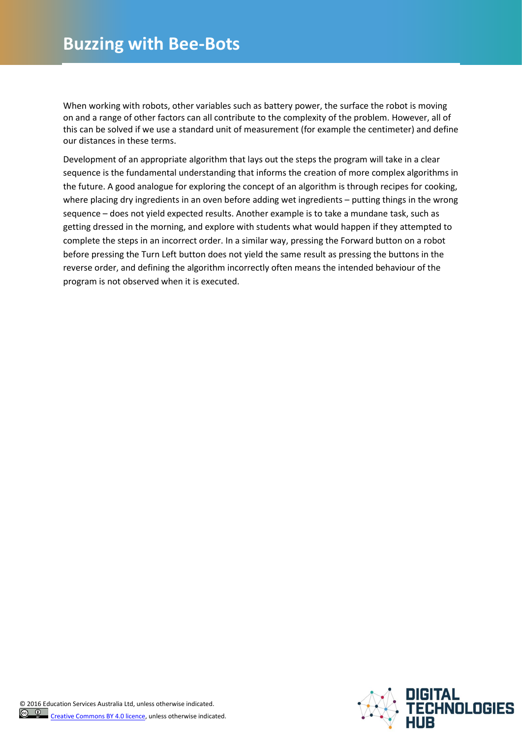When working with robots, other variables such as battery power, the surface the robot is moving on and a range of other factors can all contribute to the complexity of the problem. However, all of this can be solved if we use a standard unit of measurement (for example the centimeter) and define our distances in these terms.

Development of an appropriate algorithm that lays out the steps the program will take in a clear sequence is the fundamental understanding that informs the creation of more complex algorithms in the future. A good analogue for exploring the concept of an algorithm is through recipes for cooking, where placing dry ingredients in an oven before adding wet ingredients – putting things in the wrong sequence – does not yield expected results. Another example is to take a mundane task, such as getting dressed in the morning, and explore with students what would happen if they attempted to complete the steps in an incorrect order. In a similar way, pressing the Forward button on a robot before pressing the Turn Left button does not yield the same result as pressing the buttons in the reverse order, and defining the algorithm incorrectly often means the intended behaviour of the program is not observed when it is executed.